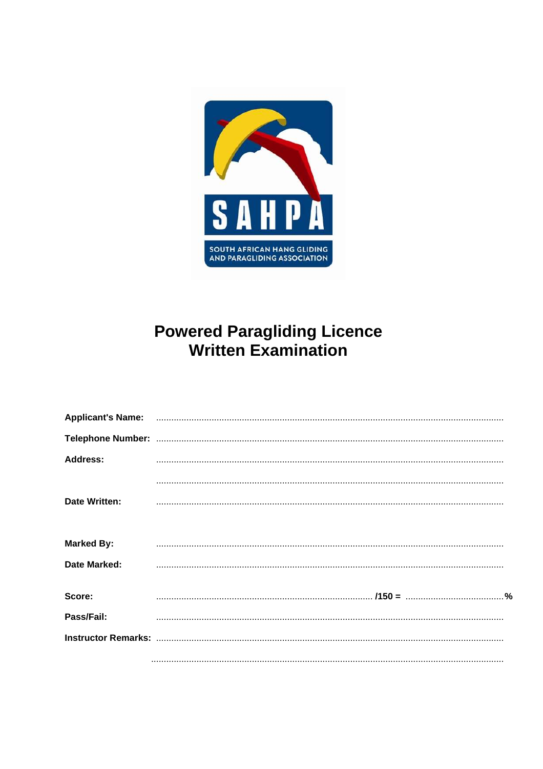SAHPA

SOUTH AFRICAN HANG GLIDING AND PARAGLIDING ASSOCIATION

# Powered Paragliding Licence Written Examination

**Applicant's Name:** ..........................................................................................................

**Telephone Number:** ..........................................................................................................

**Address:** ..........................................................................................................

..........................................................................................................

**Date Written:** ..........................................................................................................

**Marked By:** ..........................................................................................................

**Date Marked:** ..........................................................................................................

**Score:** .................................................................... **/150 =** ......................................**%**

**Pass/Fail:** ..........................................................................................................

**Instructor Remarks:** ..........................................................................................................

..........................................................................................................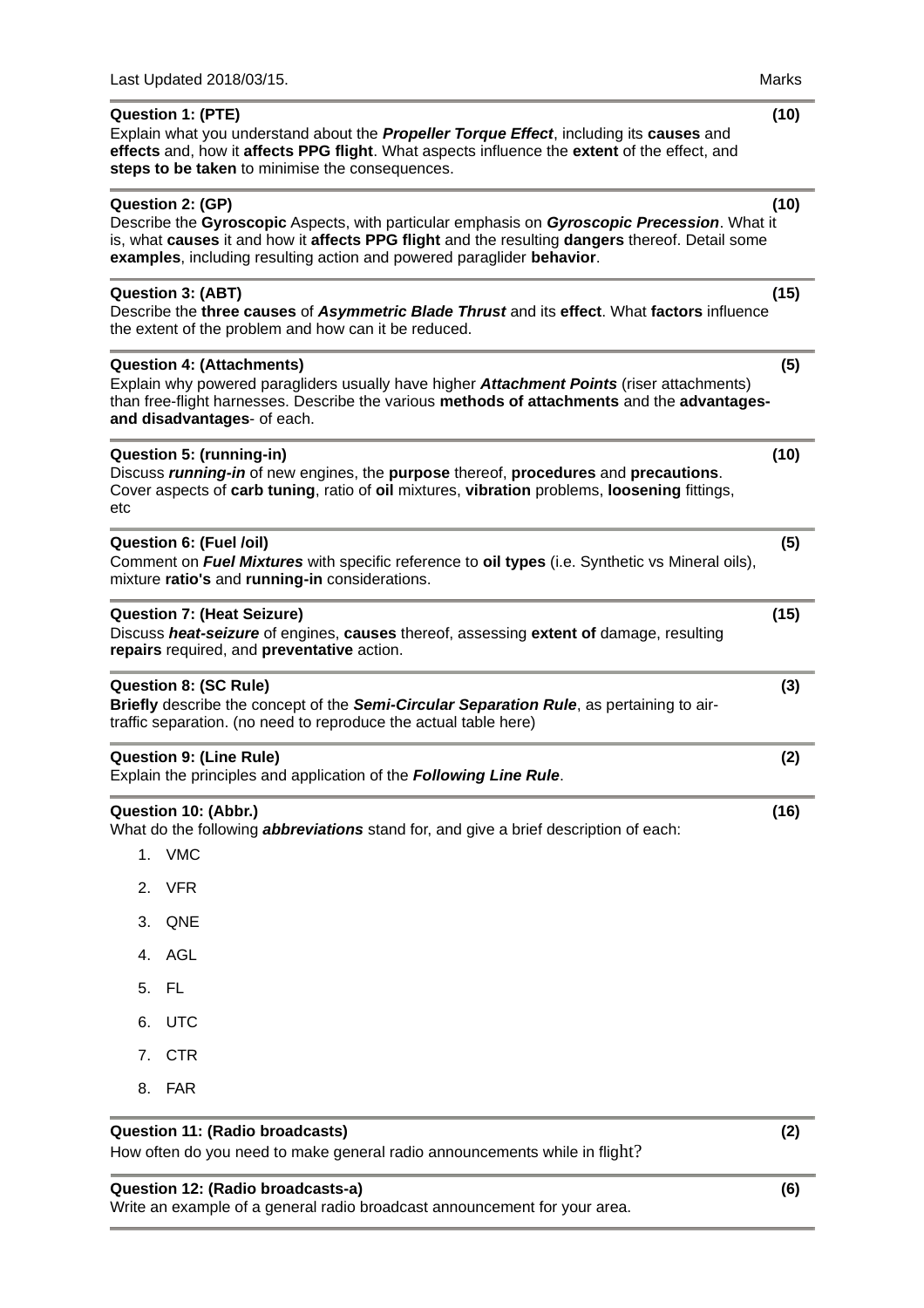Last Updated 2018/03/15. Marks

**Question 1: (PTE)** **(10)**

Explain what you understand about the ***Propeller Torque Effect***, including its **causes** and **effects** and, how it **affects PPG flight**. What aspects influence the **extent** of the effect, and **steps to be taken** to minimise the consequences.

**Question 2: (GP)** **(10)**

Describe the **Gyroscopic** Aspects, with particular emphasis on ***Gyroscopic Precession***. What it is, what **causes** it and how it **affects PPG flight** and the resulting **dangers** thereof. Detail some **examples**, including resulting action and powered paraglider **behavior**.

**Question 3: (ABT)** **(15)**

Describe the **three causes** of ***Asymmetric Blade Thrust*** and its **effect**. What **factors** influence the extent of the problem and how can it be reduced.

**Question 4: (Attachments)** **(5)**

Explain why powered paragliders usually have higher ***Attachment Points*** (riser attachments) than free-flight harnesses. Describe the various **methods of attachments** and the **advantages- and disadvantages**- of each.

**Question 5: (running-in)** **(10)**

Discuss ***running-in*** of new engines, the **purpose** thereof, **procedures** and **precautions**. Cover aspects of **carb tuning**, ratio of **oil** mixtures, **vibration** problems, **loosening** fittings, etc

**Question 6: (Fuel /oil)** **(5)**

Comment on ***Fuel Mixtures*** with specific reference to **oil types** (i.e. Synthetic vs Mineral oils), mixture **ratio's** and **running-in** considerations.

**Question 7: (Heat Seizure)** **(15)**

Discuss ***heat-seizure*** of engines, **causes** thereof, assessing **extent of** damage, resulting **repairs** required, and **preventative** action.

**Question 8: (SC Rule)** **(3)**

**Briefly** describe the concept of the ***Semi-Circular Separation Rule***, as pertaining to air-traffic separation. (no need to reproduce the actual table here)

**Question 9: (Line Rule)** **(2)**

Explain the principles and application of the ***Following Line Rule***.

**Question 10: (Abbr.)** **(16)**

What do the following ***abbreviations*** stand for, and give a brief description of each:

1. VMC
2. VFR
3. QNE
4. AGL
5. FL
6. UTC
7. CTR
8. FAR

**Question 11: (Radio broadcasts)** **(2)**

How often do you need to make general radio announcements while in flight?

**Question 12: (Radio broadcasts-a)** **(6)**

Write an example of a general radio broadcast announcement for your area.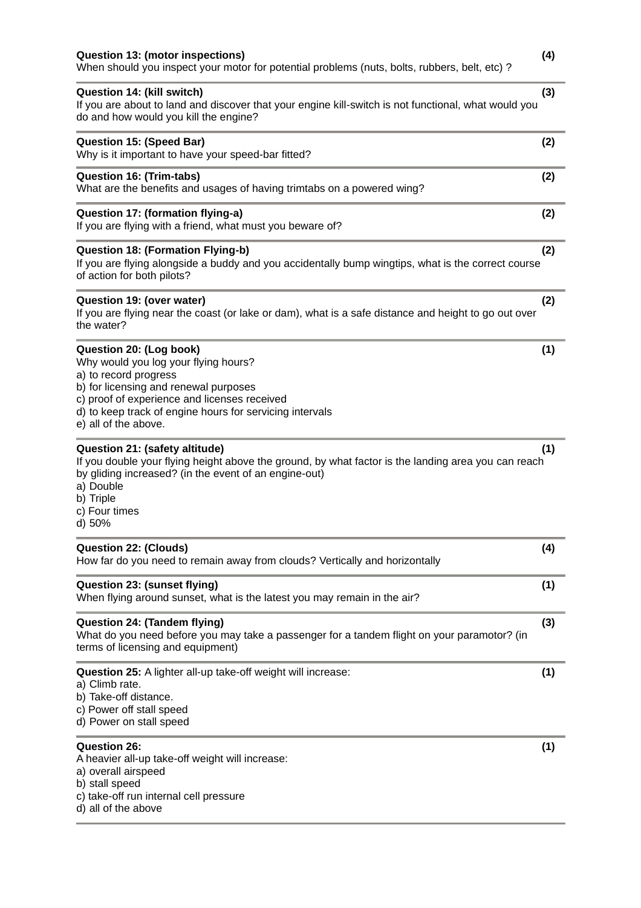**Question 13: (motor inspections)** **(4)**
When should you inspect your motor for potential problems (nuts, bolts, rubbers, belt, etc) ?

---

**Question 14: (kill switch)** **(3)**
If you are about to land and discover that your engine kill-switch is not functional, what would you do and how would you kill the engine?

---

**Question 15: (Speed Bar)** **(2)**
Why is it important to have your speed-bar fitted?

---

**Question 16: (Trim-tabs)** **(2)**
What are the benefits and usages of having trimtabs on a powered wing?

---

**Question 17: (formation flying-a)** **(2)**
If you are flying with a friend, what must you beware of?

---

**Question 18: (Formation Flying-b)** **(2)**
If you are flying alongside a buddy and you accidentally bump wingtips, what is the correct course of action for both pilots?

---

**Question 19: (over water)** **(2)**
If you are flying near the coast (or lake or dam), what is a safe distance and height to go out over the water?

---

**Question 20: (Log book)** **(1)**
Why would you log your flying hours?
a) to record progress
b) for licensing and renewal purposes
c) proof of experience and licenses received
d) to keep track of engine hours for servicing intervals
e) all of the above.

---

**Question 21: (safety altitude)** **(1)**
If you double your flying height above the ground, by what factor is the landing area you can reach by gliding increased? (in the event of an engine-out)
a) Double
b) Triple
c) Four times
d) 50%

---

**Question 22: (Clouds)** **(4)**
How far do you need to remain away from clouds? Vertically and horizontally

---

**Question 23: (sunset flying)** **(1)**
When flying around sunset, what is the latest you may remain in the air?

---

**Question 24: (Tandem flying)** **(3)**
What do you need before you may take a passenger for a tandem flight on your paramotor? (in terms of licensing and equipment)

---

**Question 25:** A lighter all-up take-off weight will increase: **(1)**
a) Climb rate.
b) Take-off distance.
c) Power off stall speed
d) Power on stall speed

---

**Question 26:** **(1)**
A heavier all-up take-off weight will increase:
a) overall airspeed
b) stall speed
c) take-off run internal cell pressure
d) all of the above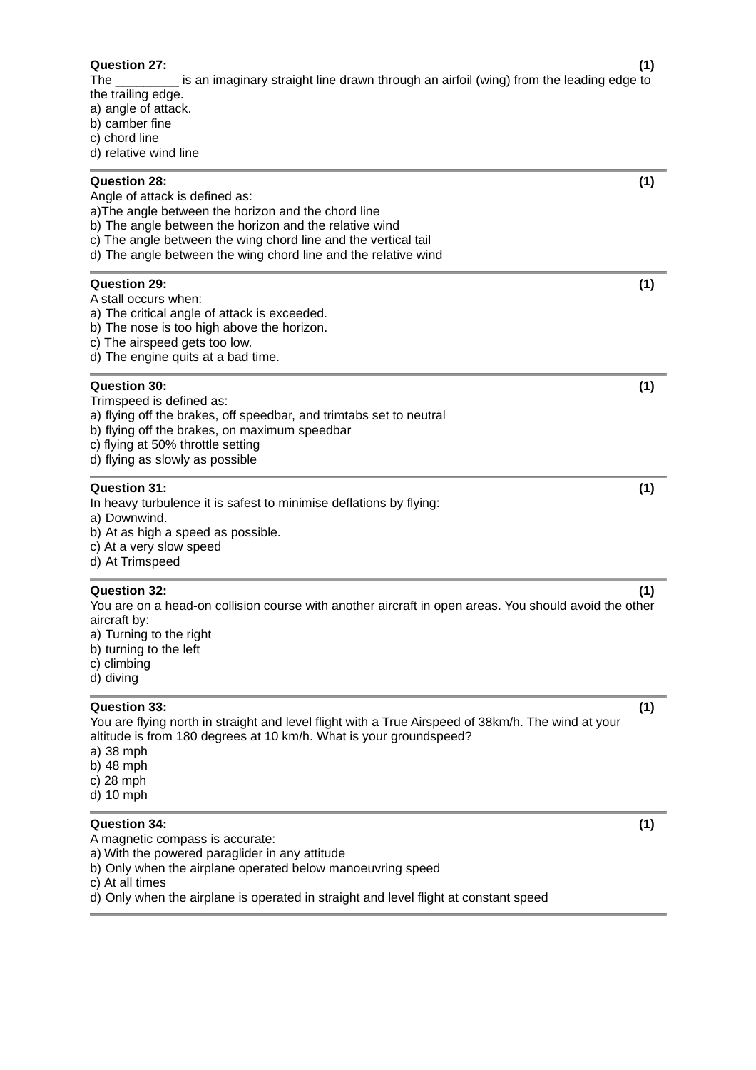**Question 27:** **(1)**
The _________ is an imaginary straight line drawn through an airfoil (wing) from the leading edge to the trailing edge.
a) angle of attack.
b) camber fine
c) chord line
d) relative wind line

---

**Question 28:** **(1)**
Angle of attack is defined as:
a)The angle between the horizon and the chord line
b) The angle between the horizon and the relative wind
c) The angle between the wing chord line and the vertical tail
d) The angle between the wing chord line and the relative wind

---

**Question 29:** **(1)**
A stall occurs when:
a) The critical angle of attack is exceeded.
b) The nose is too high above the horizon.
c) The airspeed gets too low.
d) The engine quits at a bad time.

---

**Question 30:** **(1)**
Trimspeed is defined as:
a) flying off the brakes, off speedbar, and trimtabs set to neutral
b) flying off the brakes, on maximum speedbar
c) flying at 50% throttle setting
d) flying as slowly as possible

---

**Question 31:** **(1)**
In heavy turbulence it is safest to minimise deflations by flying:
a) Downwind.
b) At as high a speed as possible.
c) At a very slow speed
d) At Trimspeed

---

**Question 32:** **(1)**
You are on a head-on collision course with another aircraft in open areas. You should avoid the other aircraft by:
a) Turning to the right
b) turning to the left
c) climbing
d) diving

---

**Question 33:** **(1)**
You are flying north in straight and level flight with a True Airspeed of 38km/h. The wind at your altitude is from 180 degrees at 10 km/h. What is your groundspeed?
a) 38 mph
b) 48 mph
c) 28 mph
d) 10 mph

---

**Question 34:** **(1)**
A magnetic compass is accurate:
a) With the powered paraglider in any attitude
b) Only when the airplane operated below manoeuvring speed
c) At all times
d) Only when the airplane is operated in straight and level flight at constant speed

---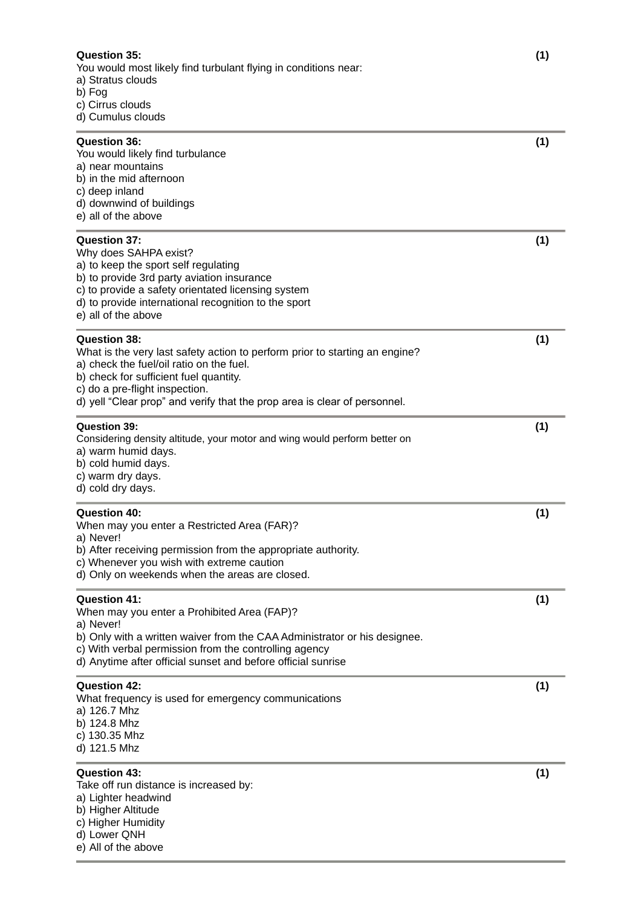**Question 35:** **(1)**
You would most likely find turbulant flying in conditions near:
a) Stratus clouds
b) Fog
c) Cirrus clouds
d) Cumulus clouds

---

**Question 36:** **(1)**
You would likely find turbulance
a) near mountains
b) in the mid afternoon
c) deep inland
d) downwind of buildings
e) all of the above

---

**Question 37:** **(1)**
Why does SAHPA exist?
a) to keep the sport self regulating
b) to provide 3rd party aviation insurance
c) to provide a safety orientated licensing system
d) to provide international recognition to the sport
e) all of the above

---

**Question 38:** **(1)**
What is the very last safety action to perform prior to starting an engine?
a) check the fuel/oil ratio on the fuel.
b) check for sufficient fuel quantity.
c) do a pre-flight inspection.
d) yell "Clear prop" and verify that the prop area is clear of personnel.

---

**Question 39:** **(1)**
Considering density altitude, your motor and wing would perform better on
a) warm humid days.
b) cold humid days.
c) warm dry days.
d) cold dry days.

---

**Question 40:** **(1)**
When may you enter a Restricted Area (FAR)?
a) Never!
b) After receiving permission from the appropriate authority.
c) Whenever you wish with extreme caution
d) Only on weekends when the areas are closed.

---

**Question 41:** **(1)**
When may you enter a Prohibited Area (FAP)?
a) Never!
b) Only with a written waiver from the CAA Administrator or his designee.
c) With verbal permission from the controlling agency
d) Anytime after official sunset and before official sunrise

---

**Question 42:** **(1)**
What frequency is used for emergency communications
a) 126.7 Mhz
b) 124.8 Mhz
c) 130.35 Mhz
d) 121.5 Mhz

---

**Question 43:** **(1)**
Take off run distance is increased by:
a) Lighter headwind
b) Higher Altitude
c) Higher Humidity
d) Lower QNH
e) All of the above

---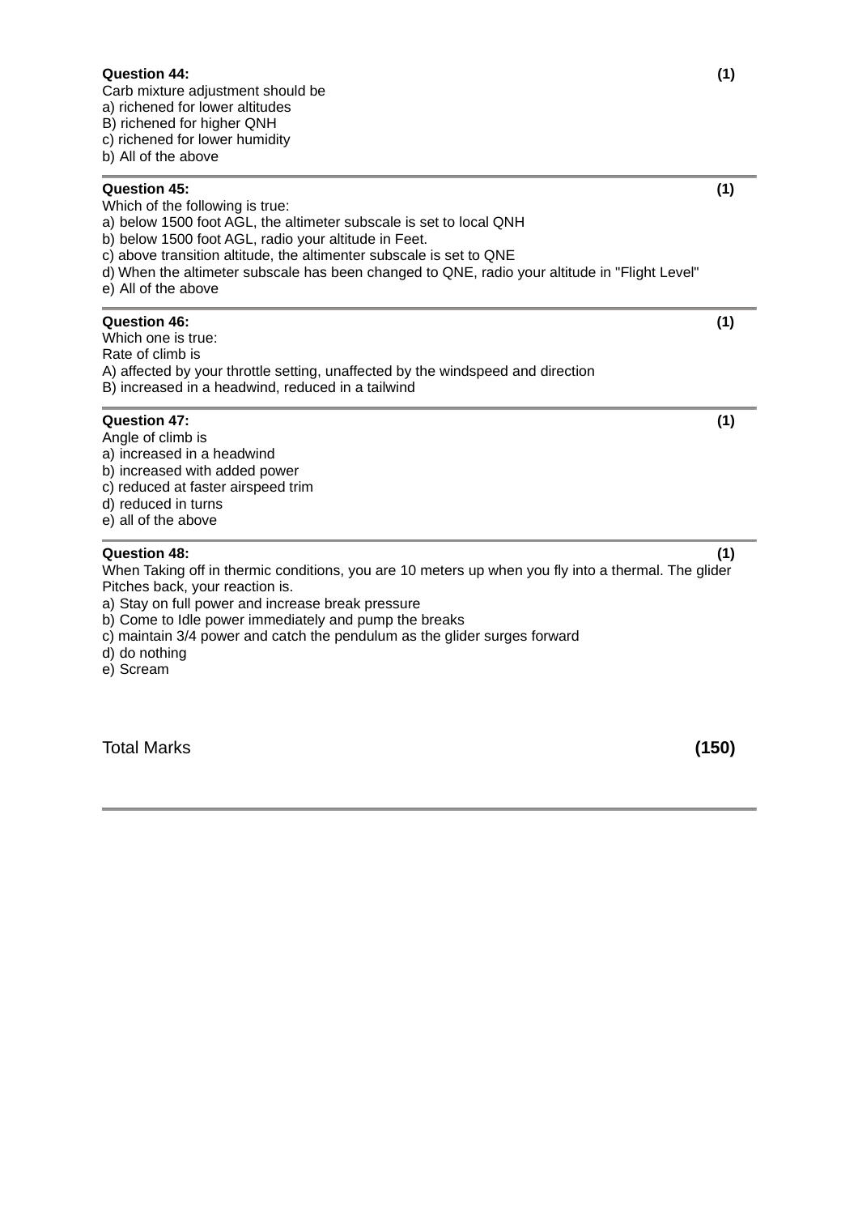**Question 44:** **(1)**

Carb mixture adjustment should be
a) richened for lower altitudes
B) richened for higher QNH
c) richened for lower humidity
b) All of the above

---

**Question 45:** **(1)**

Which of the following is true:
a) below 1500 foot AGL, the altimeter subscale is set to local QNH
b) below 1500 foot AGL, radio your altitude in Feet.
c) above transition altitude, the altimenter subscale is set to QNE
d) When the altimeter subscale has been changed to QNE, radio your altitude in "Flight Level"
e) All of the above

---

**Question 46:** **(1)**

Which one is true:
Rate of climb is
A) affected by your throttle setting, unaffected by the windspeed and direction
B) increased in a headwind, reduced in a tailwind

---

**Question 47:** **(1)**

Angle of climb is
a) increased in a headwind
b) increased with added power
c) reduced at faster airspeed trim
d) reduced in turns
e) all of the above

---

**Question 48:** **(1)**

When Taking off in thermic conditions, you are 10 meters up when you fly into a thermal. The glider Pitches back, your reaction is.
a) Stay on full power and increase break pressure
b) Come to Idle power immediately and pump the breaks
c) maintain 3/4 power and catch the pendulum as the glider surges forward
d) do nothing
e) Scream

Total Marks **(150)**

---